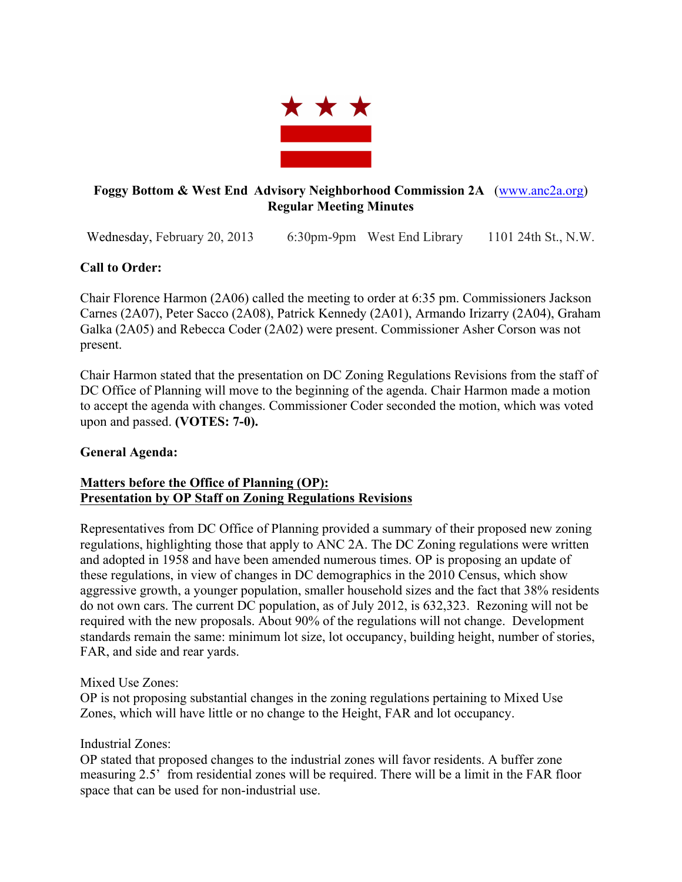**Foggy Bottom & West End Advisory Neighborhood Commission 2A** (www.anc2a.org)
**Regular Meeting Minutes**

Wednesday, February 20, 2013 6:30pm-9pm West End Library 1101 24th St., N.W.

**Call to Order:**

Chair Florence Harmon (2A06) called the meeting to order at 6:35 pm. Commissioners Jackson Carnes (2A07), Peter Sacco (2A08), Patrick Kennedy (2A01), Armando Irizarry (2A04), Graham Galka (2A05) and Rebecca Coder (2A02) were present. Commissioner Asher Corson was not present.

Chair Harmon stated that the presentation on DC Zoning Regulations Revisions from the staff of DC Office of Planning will move to the beginning of the agenda. Chair Harmon made a motion to accept the agenda with changes. Commissioner Coder seconded the motion, which was voted upon and passed. **(VOTES: 7-0).**

**General Agenda:**

**Matters before the Office of Planning (OP):**
**Presentation by OP Staff on Zoning Regulations Revisions**

Representatives from DC Office of Planning provided a summary of their proposed new zoning regulations, highlighting those that apply to ANC 2A. The DC Zoning regulations were written and adopted in 1958 and have been amended numerous times. OP is proposing an update of these regulations, in view of changes in DC demographics in the 2010 Census, which show aggressive growth, a younger population, smaller household sizes and the fact that 38% residents do not own cars. The current DC population, as of July 2012, is 632,323. Rezoning will not be required with the new proposals. About 90% of the regulations will not change. Development standards remain the same: minimum lot size, lot occupancy, building height, number of stories, FAR, and side and rear yards.

Mixed Use Zones:
OP is not proposing substantial changes in the zoning regulations pertaining to Mixed Use Zones, which will have little or no change to the Height, FAR and lot occupancy.

Industrial Zones:
OP stated that proposed changes to the industrial zones will favor residents. A buffer zone measuring 2.5' from residential zones will be required. There will be a limit in the FAR floor space that can be used for non-industrial use.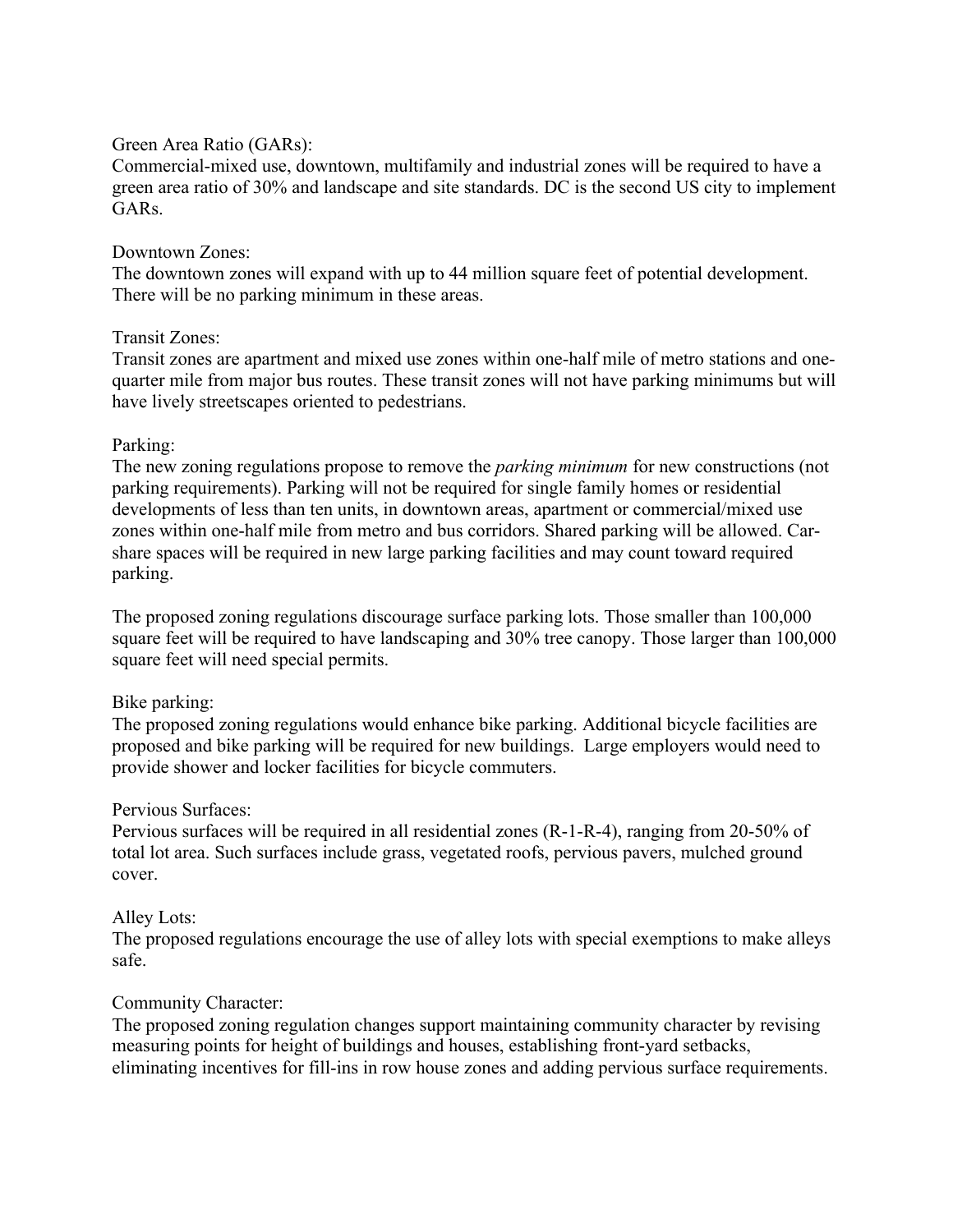Green Area Ratio (GARs):
Commercial-mixed use, downtown, multifamily and industrial zones will be required to have a green area ratio of 30% and landscape and site standards. DC is the second US city to implement GARs.

Downtown Zones:
The downtown zones will expand with up to 44 million square feet of potential development. There will be no parking minimum in these areas.

Transit Zones:
Transit zones are apartment and mixed use zones within one-half mile of metro stations and one-quarter mile from major bus routes. These transit zones will not have parking minimums but will have lively streetscapes oriented to pedestrians.

Parking:
The new zoning regulations propose to remove the *parking minimum* for new constructions (not parking requirements). Parking will not be required for single family homes or residential developments of less than ten units, in downtown areas, apartment or commercial/mixed use zones within one-half mile from metro and bus corridors. Shared parking will be allowed. Car-share spaces will be required in new large parking facilities and may count toward required parking.

The proposed zoning regulations discourage surface parking lots. Those smaller than 100,000 square feet will be required to have landscaping and 30% tree canopy. Those larger than 100,000 square feet will need special permits.

Bike parking:
The proposed zoning regulations would enhance bike parking. Additional bicycle facilities are proposed and bike parking will be required for new buildings. Large employers would need to provide shower and locker facilities for bicycle commuters.

Pervious Surfaces:
Pervious surfaces will be required in all residential zones (R-1-R-4), ranging from 20-50% of total lot area. Such surfaces include grass, vegetated roofs, pervious pavers, mulched ground cover.

Alley Lots:
The proposed regulations encourage the use of alley lots with special exemptions to make alleys safe.

Community Character:
The proposed zoning regulation changes support maintaining community character by revising measuring points for height of buildings and houses, establishing front-yard setbacks, eliminating incentives for fill-ins in row house zones and adding pervious surface requirements.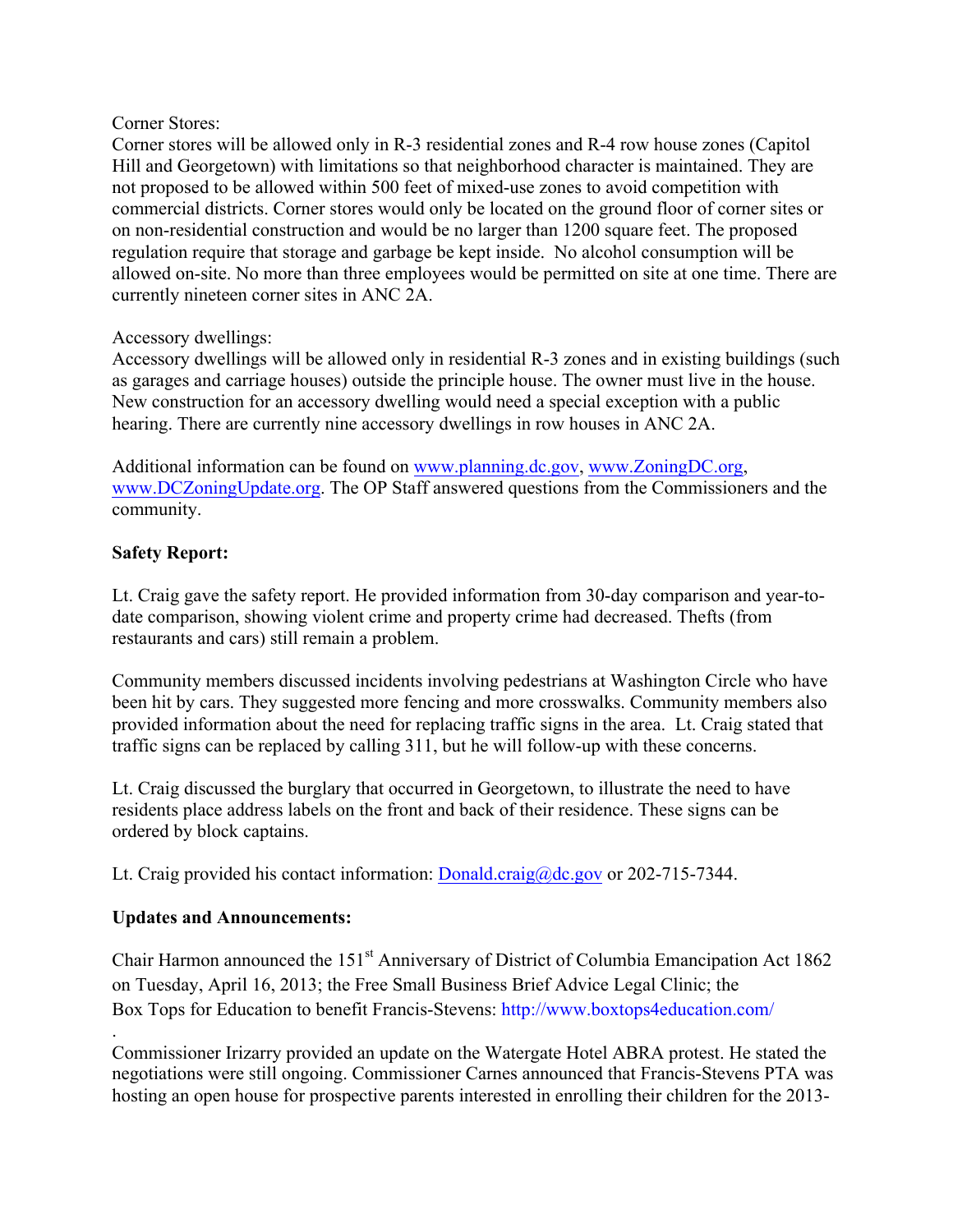Corner Stores:
Corner stores will be allowed only in R-3 residential zones and R-4 row house zones (Capitol Hill and Georgetown) with limitations so that neighborhood character is maintained. They are not proposed to be allowed within 500 feet of mixed-use zones to avoid competition with commercial districts. Corner stores would only be located on the ground floor of corner sites or on non-residential construction and would be no larger than 1200 square feet. The proposed regulation require that storage and garbage be kept inside. No alcohol consumption will be allowed on-site. No more than three employees would be permitted on site at one time. There are currently nineteen corner sites in ANC 2A.

Accessory dwellings:
Accessory dwellings will be allowed only in residential R-3 zones and in existing buildings (such as garages and carriage houses) outside the principle house. The owner must live in the house. New construction for an accessory dwelling would need a special exception with a public hearing. There are currently nine accessory dwellings in row houses in ANC 2A.

Additional information can be found on www.planning.dc.gov, www.ZoningDC.org, www.DCZoningUpdate.org. The OP Staff answered questions from the Commissioners and the community.

**Safety Report:**

Lt. Craig gave the safety report. He provided information from 30-day comparison and year-to-date comparison, showing violent crime and property crime had decreased. Thefts (from restaurants and cars) still remain a problem.

Community members discussed incidents involving pedestrians at Washington Circle who have been hit by cars. They suggested more fencing and more crosswalks. Community members also provided information about the need for replacing traffic signs in the area. Lt. Craig stated that traffic signs can be replaced by calling 311, but he will follow-up with these concerns.

Lt. Craig discussed the burglary that occurred in Georgetown, to illustrate the need to have residents place address labels on the front and back of their residence. These signs can be ordered by block captains.

Lt. Craig provided his contact information: Donald.craig@dc.gov or 202-715-7344.

**Updates and Announcements:**

Chair Harmon announced the 151st Anniversary of District of Columbia Emancipation Act 1862 on Tuesday, April 16, 2013; the Free Small Business Brief Advice Legal Clinic; the Box Tops for Education to benefit Francis-Stevens: http://www.boxtops4education.com/

Commissioner Irizarry provided an update on the Watergate Hotel ABRA protest. He stated the negotiations were still ongoing. Commissioner Carnes announced that Francis-Stevens PTA was hosting an open house for prospective parents interested in enrolling their children for the 2013-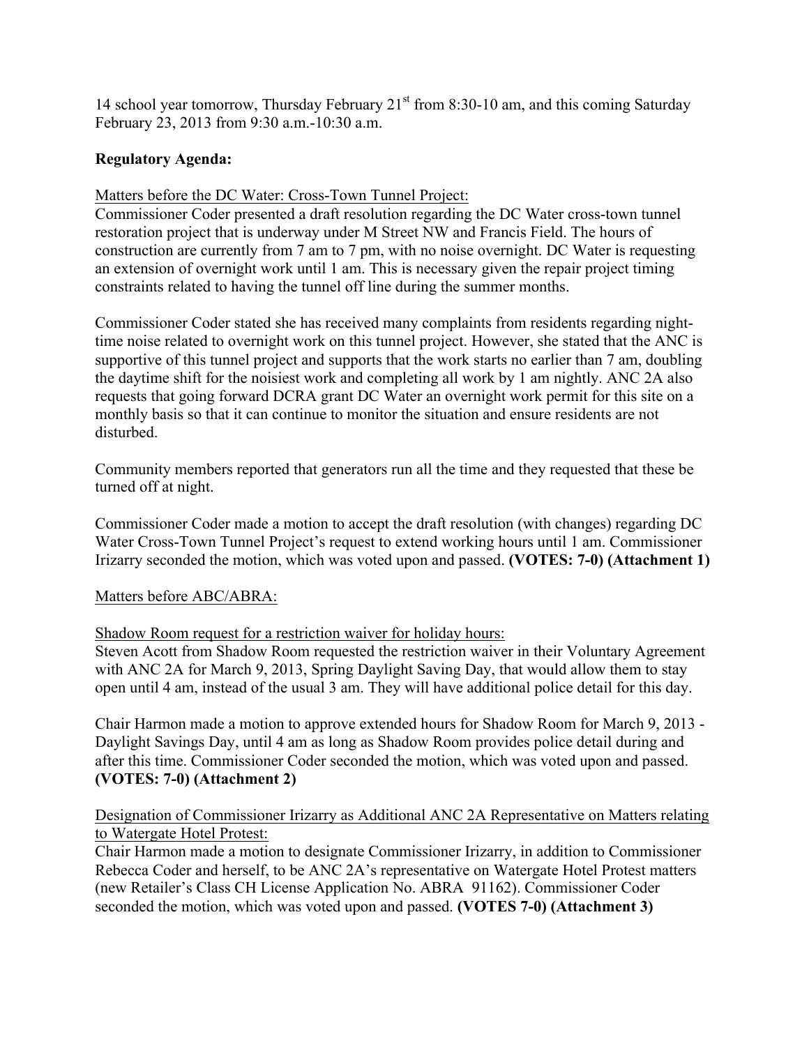14 school year tomorrow, Thursday February 21st from 8:30-10 am, and this coming Saturday February 23, 2013 from 9:30 a.m.-10:30 a.m.

**Regulatory Agenda:**

Matters before the DC Water: Cross-Town Tunnel Project:

Commissioner Coder presented a draft resolution regarding the DC Water cross-town tunnel restoration project that is underway under M Street NW and Francis Field. The hours of construction are currently from 7 am to 7 pm, with no noise overnight. DC Water is requesting an extension of overnight work until 1 am. This is necessary given the repair project timing constraints related to having the tunnel off line during the summer months.

Commissioner Coder stated she has received many complaints from residents regarding night-time noise related to overnight work on this tunnel project. However, she stated that the ANC is supportive of this tunnel project and supports that the work starts no earlier than 7 am, doubling the daytime shift for the noisiest work and completing all work by 1 am nightly. ANC 2A also requests that going forward DCRA grant DC Water an overnight work permit for this site on a monthly basis so that it can continue to monitor the situation and ensure residents are not disturbed.

Community members reported that generators run all the time and they requested that these be turned off at night.

Commissioner Coder made a motion to accept the draft resolution (with changes) regarding DC Water Cross-Town Tunnel Project's request to extend working hours until 1 am. Commissioner Irizarry seconded the motion, which was voted upon and passed. **(VOTES: 7-0) (Attachment 1)**

Matters before ABC/ABRA:

Shadow Room request for a restriction waiver for holiday hours:

Steven Acott from Shadow Room requested the restriction waiver in their Voluntary Agreement with ANC 2A for March 9, 2013, Spring Daylight Saving Day, that would allow them to stay open until 4 am, instead of the usual 3 am. They will have additional police detail for this day.

Chair Harmon made a motion to approve extended hours for Shadow Room for March 9, 2013 - Daylight Savings Day, until 4 am as long as Shadow Room provides police detail during and after this time. Commissioner Coder seconded the motion, which was voted upon and passed. **(VOTES: 7-0) (Attachment 2)**

Designation of Commissioner Irizarry as Additional ANC 2A Representative on Matters relating to Watergate Hotel Protest:

Chair Harmon made a motion to designate Commissioner Irizarry, in addition to Commissioner Rebecca Coder and herself, to be ANC 2A's representative on Watergate Hotel Protest matters (new Retailer's Class CH License Application No. ABRA 91162). Commissioner Coder seconded the motion, which was voted upon and passed. **(VOTES 7-0) (Attachment 3)**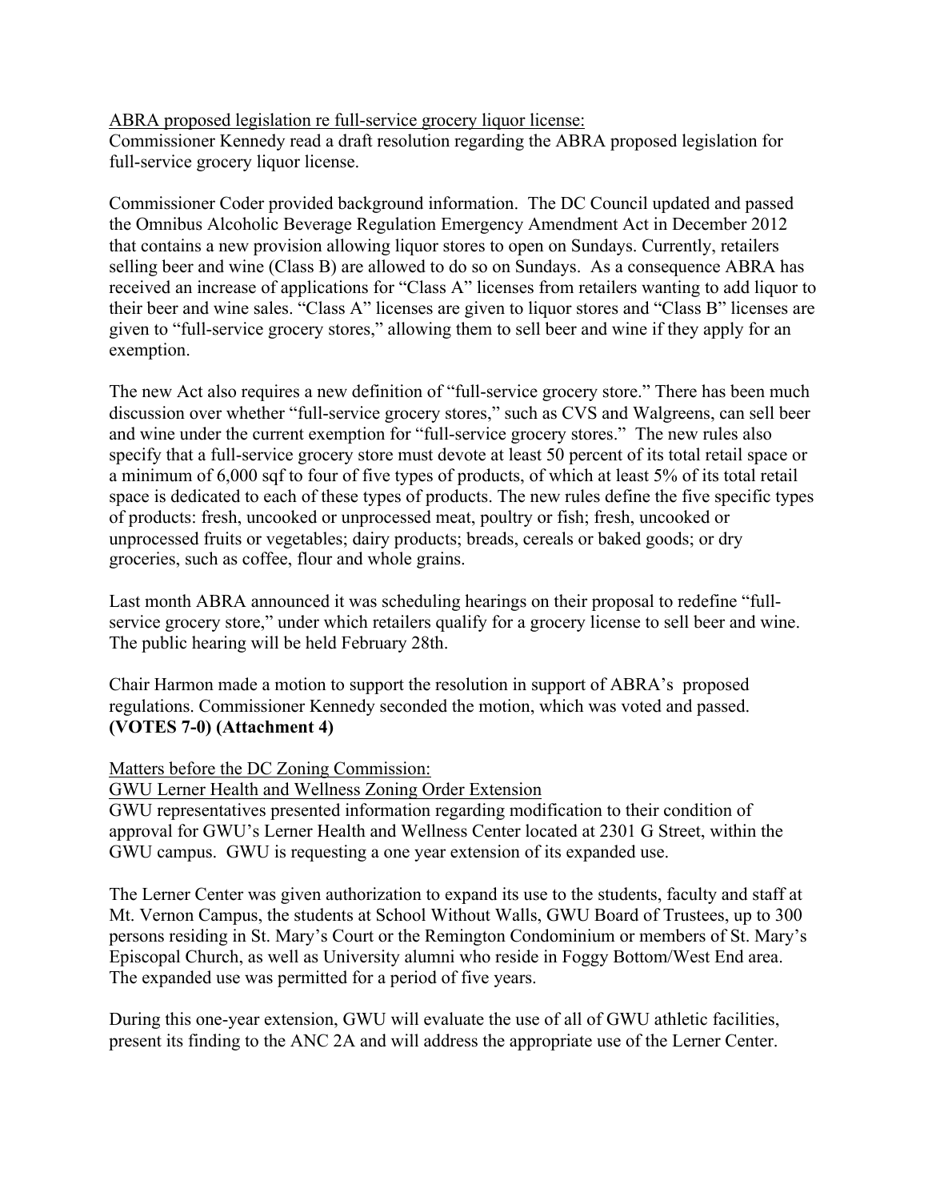<u>ABRA proposed legislation re full-service grocery liquor license:</u>
Commissioner Kennedy read a draft resolution regarding the ABRA proposed legislation for full-service grocery liquor license.

Commissioner Coder provided background information. The DC Council updated and passed the Omnibus Alcoholic Beverage Regulation Emergency Amendment Act in December 2012 that contains a new provision allowing liquor stores to open on Sundays. Currently, retailers selling beer and wine (Class B) are allowed to do so on Sundays. As a consequence ABRA has received an increase of applications for "Class A" licenses from retailers wanting to add liquor to their beer and wine sales. "Class A" licenses are given to liquor stores and "Class B" licenses are given to "full-service grocery stores," allowing them to sell beer and wine if they apply for an exemption.

The new Act also requires a new definition of "full-service grocery store." There has been much discussion over whether "full-service grocery stores," such as CVS and Walgreens, can sell beer and wine under the current exemption for "full-service grocery stores." The new rules also specify that a full-service grocery store must devote at least 50 percent of its total retail space or a minimum of 6,000 sqf to four of five types of products, of which at least 5% of its total retail space is dedicated to each of these types of products. The new rules define the five specific types of products: fresh, uncooked or unprocessed meat, poultry or fish; fresh, uncooked or unprocessed fruits or vegetables; dairy products; breads, cereals or baked goods; or dry groceries, such as coffee, flour and whole grains.

Last month ABRA announced it was scheduling hearings on their proposal to redefine "full-service grocery store," under which retailers qualify for a grocery license to sell beer and wine. The public hearing will be held February 28th.

Chair Harmon made a motion to support the resolution in support of ABRA's proposed regulations. Commissioner Kennedy seconded the motion, which was voted and passed. **(VOTES 7-0) (Attachment 4)**

<u>Matters before the DC Zoning Commission:</u>
<u>GWU Lerner Health and Wellness Zoning Order Extension</u>
GWU representatives presented information regarding modification to their condition of approval for GWU's Lerner Health and Wellness Center located at 2301 G Street, within the GWU campus. GWU is requesting a one year extension of its expanded use.

The Lerner Center was given authorization to expand its use to the students, faculty and staff at Mt. Vernon Campus, the students at School Without Walls, GWU Board of Trustees, up to 300 persons residing in St. Mary's Court or the Remington Condominium or members of St. Mary's Episcopal Church, as well as University alumni who reside in Foggy Bottom/West End area. The expanded use was permitted for a period of five years.

During this one-year extension, GWU will evaluate the use of all of GWU athletic facilities, present its finding to the ANC 2A and will address the appropriate use of the Lerner Center.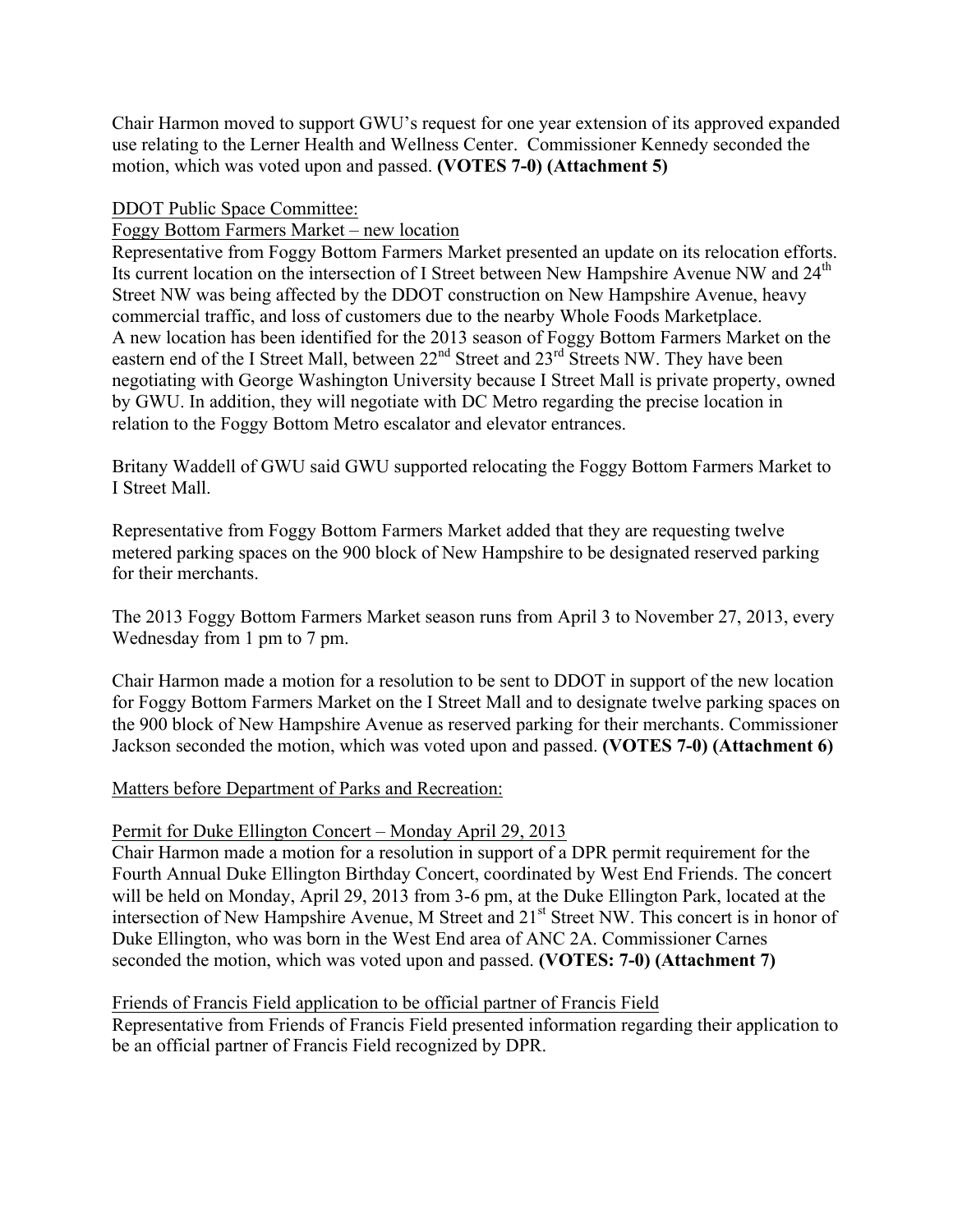Chair Harmon moved to support GWU's request for one year extension of its approved expanded use relating to the Lerner Health and Wellness Center. Commissioner Kennedy seconded the motion, which was voted upon and passed. **(VOTES 7-0) (Attachment 5)**

DDOT Public Space Committee:

Foggy Bottom Farmers Market – new location

Representative from Foggy Bottom Farmers Market presented an update on its relocation efforts. Its current location on the intersection of I Street between New Hampshire Avenue NW and 24th Street NW was being affected by the DDOT construction on New Hampshire Avenue, heavy commercial traffic, and loss of customers due to the nearby Whole Foods Marketplace. A new location has been identified for the 2013 season of Foggy Bottom Farmers Market on the eastern end of the I Street Mall, between 22nd Street and 23rd Streets NW. They have been negotiating with George Washington University because I Street Mall is private property, owned by GWU. In addition, they will negotiate with DC Metro regarding the precise location in relation to the Foggy Bottom Metro escalator and elevator entrances.

Britany Waddell of GWU said GWU supported relocating the Foggy Bottom Farmers Market to I Street Mall.

Representative from Foggy Bottom Farmers Market added that they are requesting twelve metered parking spaces on the 900 block of New Hampshire to be designated reserved parking for their merchants.

The 2013 Foggy Bottom Farmers Market season runs from April 3 to November 27, 2013, every Wednesday from 1 pm to 7 pm.

Chair Harmon made a motion for a resolution to be sent to DDOT in support of the new location for Foggy Bottom Farmers Market on the I Street Mall and to designate twelve parking spaces on the 900 block of New Hampshire Avenue as reserved parking for their merchants. Commissioner Jackson seconded the motion, which was voted upon and passed. **(VOTES 7-0) (Attachment 6)**

Matters before Department of Parks and Recreation:

Permit for Duke Ellington Concert – Monday April 29, 2013

Chair Harmon made a motion for a resolution in support of a DPR permit requirement for the Fourth Annual Duke Ellington Birthday Concert, coordinated by West End Friends. The concert will be held on Monday, April 29, 2013 from 3-6 pm, at the Duke Ellington Park, located at the intersection of New Hampshire Avenue, M Street and 21st Street NW. This concert is in honor of Duke Ellington, who was born in the West End area of ANC 2A. Commissioner Carnes seconded the motion, which was voted upon and passed. **(VOTES: 7-0) (Attachment 7)**

Friends of Francis Field application to be official partner of Francis Field

Representative from Friends of Francis Field presented information regarding their application to be an official partner of Francis Field recognized by DPR.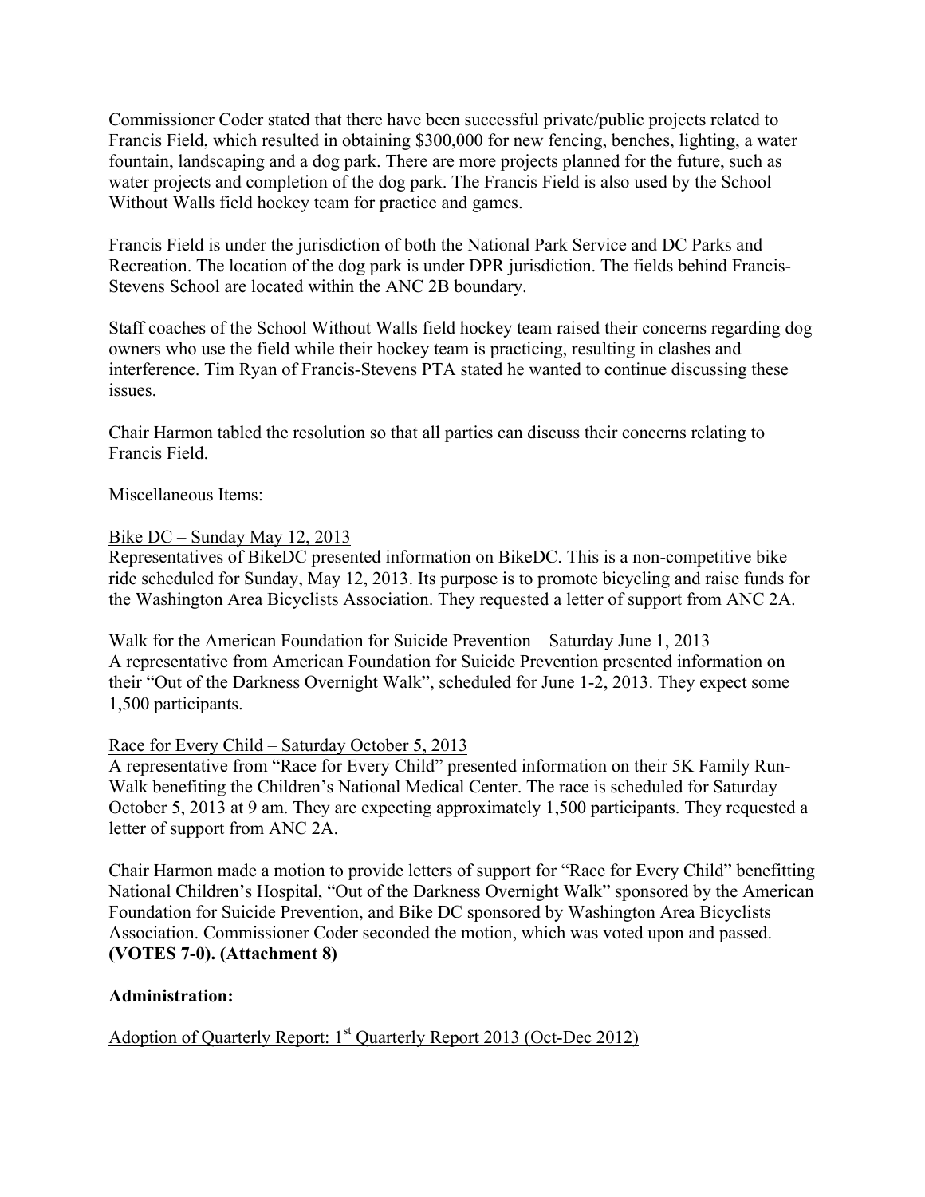Commissioner Coder stated that there have been successful private/public projects related to Francis Field, which resulted in obtaining $300,000 for new fencing, benches, lighting, a water fountain, landscaping and a dog park. There are more projects planned for the future, such as water projects and completion of the dog park. The Francis Field is also used by the School Without Walls field hockey team for practice and games.

Francis Field is under the jurisdiction of both the National Park Service and DC Parks and Recreation. The location of the dog park is under DPR jurisdiction. The fields behind Francis-Stevens School are located within the ANC 2B boundary.

Staff coaches of the School Without Walls field hockey team raised their concerns regarding dog owners who use the field while their hockey team is practicing, resulting in clashes and interference. Tim Ryan of Francis-Stevens PTA stated he wanted to continue discussing these issues.

Chair Harmon tabled the resolution so that all parties can discuss their concerns relating to Francis Field.

<u>Miscellaneous Items:</u>

<u>Bike DC – Sunday May 12, 2013</u>
Representatives of BikeDC presented information on BikeDC. This is a non-competitive bike ride scheduled for Sunday, May 12, 2013. Its purpose is to promote bicycling and raise funds for the Washington Area Bicyclists Association. They requested a letter of support from ANC 2A.

<u>Walk for the American Foundation for Suicide Prevention – Saturday June 1, 2013</u>
A representative from American Foundation for Suicide Prevention presented information on their "Out of the Darkness Overnight Walk", scheduled for June 1-2, 2013. They expect some 1,500 participants.

<u>Race for Every Child – Saturday October 5, 2013</u>
A representative from "Race for Every Child" presented information on their 5K Family Run-Walk benefiting the Children's National Medical Center. The race is scheduled for Saturday October 5, 2013 at 9 am. They are expecting approximately 1,500 participants. They requested a letter of support from ANC 2A.

Chair Harmon made a motion to provide letters of support for "Race for Every Child" benefitting National Children's Hospital, "Out of the Darkness Overnight Walk" sponsored by the American Foundation for Suicide Prevention, and Bike DC sponsored by Washington Area Bicyclists Association. Commissioner Coder seconded the motion, which was voted upon and passed. **(VOTES 7-0). (Attachment 8)**

**Administration:**

<u>Adoption of Quarterly Report: 1st Quarterly Report 2013 (Oct-Dec 2012)</u>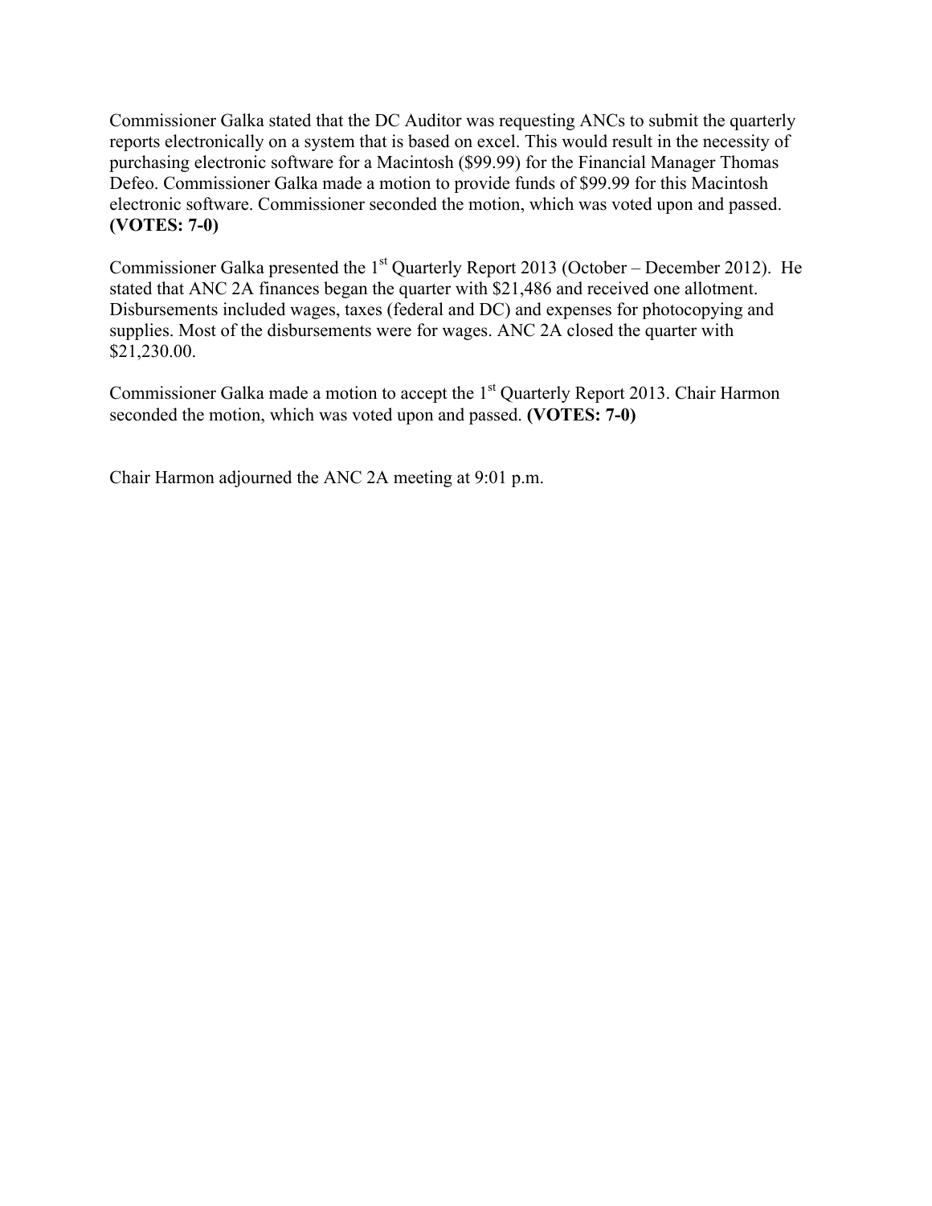Commissioner Galka stated that the DC Auditor was requesting ANCs to submit the quarterly reports electronically on a system that is based on excel. This would result in the necessity of purchasing electronic software for a Macintosh ($99.99) for the Financial Manager Thomas Defeo. Commissioner Galka made a motion to provide funds of $99.99 for this Macintosh electronic software. Commissioner seconded the motion, which was voted upon and passed. **(VOTES: 7-0)**

Commissioner Galka presented the 1st Quarterly Report 2013 (October – December 2012). He stated that ANC 2A finances began the quarter with $21,486 and received one allotment. Disbursements included wages, taxes (federal and DC) and expenses for photocopying and supplies. Most of the disbursements were for wages. ANC 2A closed the quarter with $21,230.00.

Commissioner Galka made a motion to accept the 1st Quarterly Report 2013. Chair Harmon seconded the motion, which was voted upon and passed. **(VOTES: 7-0)**

Chair Harmon adjourned the ANC 2A meeting at 9:01 p.m.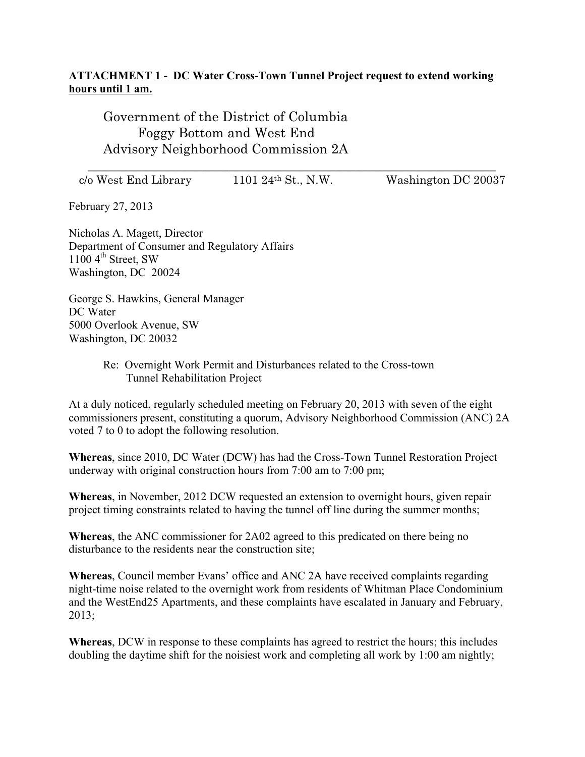**ATTACHMENT 1 - DC Water Cross-Town Tunnel Project request to extend working hours until 1 am.**

Government of the District of Columbia
Foggy Bottom and West End
Advisory Neighborhood Commission 2A

c/o West End Library    1101 24th St., N.W.    Washington DC 20037

February 27, 2013

Nicholas A. Magett, Director
Department of Consumer and Regulatory Affairs
1100 4th Street, SW
Washington, DC 20024

George S. Hawkins, General Manager
DC Water
5000 Overlook Avenue, SW
Washington, DC 20032

Re: Overnight Work Permit and Disturbances related to the Cross-town Tunnel Rehabilitation Project

At a duly noticed, regularly scheduled meeting on February 20, 2013 with seven of the eight commissioners present, constituting a quorum, Advisory Neighborhood Commission (ANC) 2A voted 7 to 0 to adopt the following resolution.

**Whereas**, since 2010, DC Water (DCW) has had the Cross-Town Tunnel Restoration Project underway with original construction hours from 7:00 am to 7:00 pm;

**Whereas**, in November, 2012 DCW requested an extension to overnight hours, given repair project timing constraints related to having the tunnel off line during the summer months;

**Whereas**, the ANC commissioner for 2A02 agreed to this predicated on there being no disturbance to the residents near the construction site;

**Whereas**, Council member Evans' office and ANC 2A have received complaints regarding night-time noise related to the overnight work from residents of Whitman Place Condominium and the WestEnd25 Apartments, and these complaints have escalated in January and February, 2013;

**Whereas**, DCW in response to these complaints has agreed to restrict the hours; this includes doubling the daytime shift for the noisiest work and completing all work by 1:00 am nightly;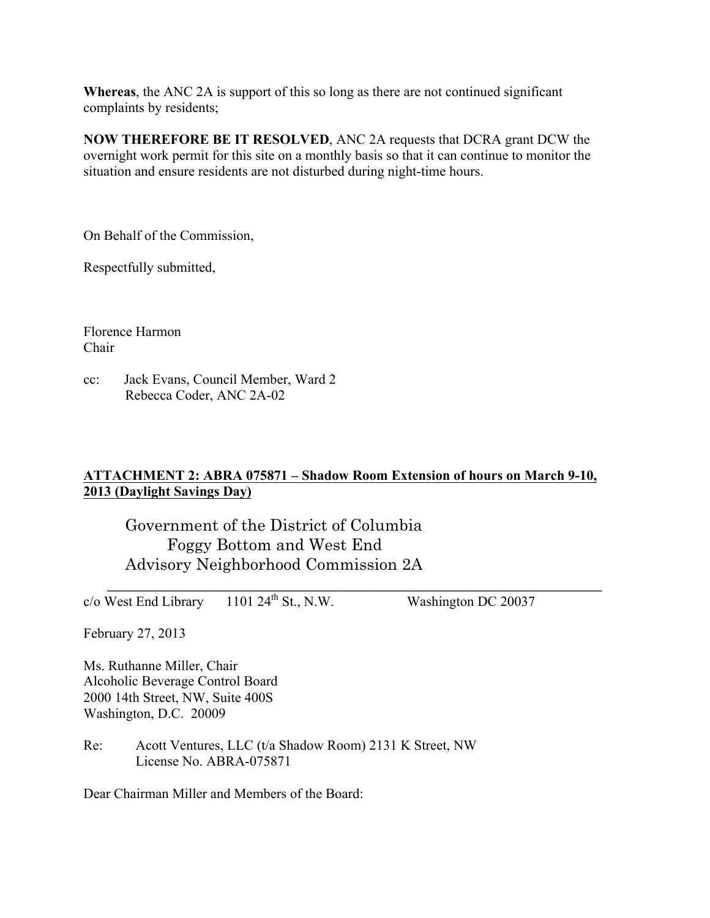**Whereas**, the ANC 2A is support of this so long as there are not continued significant complaints by residents;

**NOW THEREFORE BE IT RESOLVED**, ANC 2A requests that DCRA grant DCW the overnight work permit for this site on a monthly basis so that it can continue to monitor the situation and ensure residents are not disturbed during night-time hours.

On Behalf of the Commission,

Respectfully submitted,

Florence Harmon
Chair

cc: Jack Evans, Council Member, Ward 2
Rebecca Coder, ANC 2A-02

**ATTACHMENT 2: ABRA 075871 – Shadow Room Extension of hours on March 9-10, 2013 (Daylight Savings Day)**

Government of the District of Columbia
Foggy Bottom and West End
Advisory Neighborhood Commission 2A

c/o West End Library 1101 24th St., N.W. Washington DC 20037

February 27, 2013

Ms. Ruthanne Miller, Chair
Alcoholic Beverage Control Board
2000 14th Street, NW, Suite 400S
Washington, D.C. 20009

Re: Acott Ventures, LLC (t/a Shadow Room) 2131 K Street, NW
License No. ABRA-075871

Dear Chairman Miller and Members of the Board: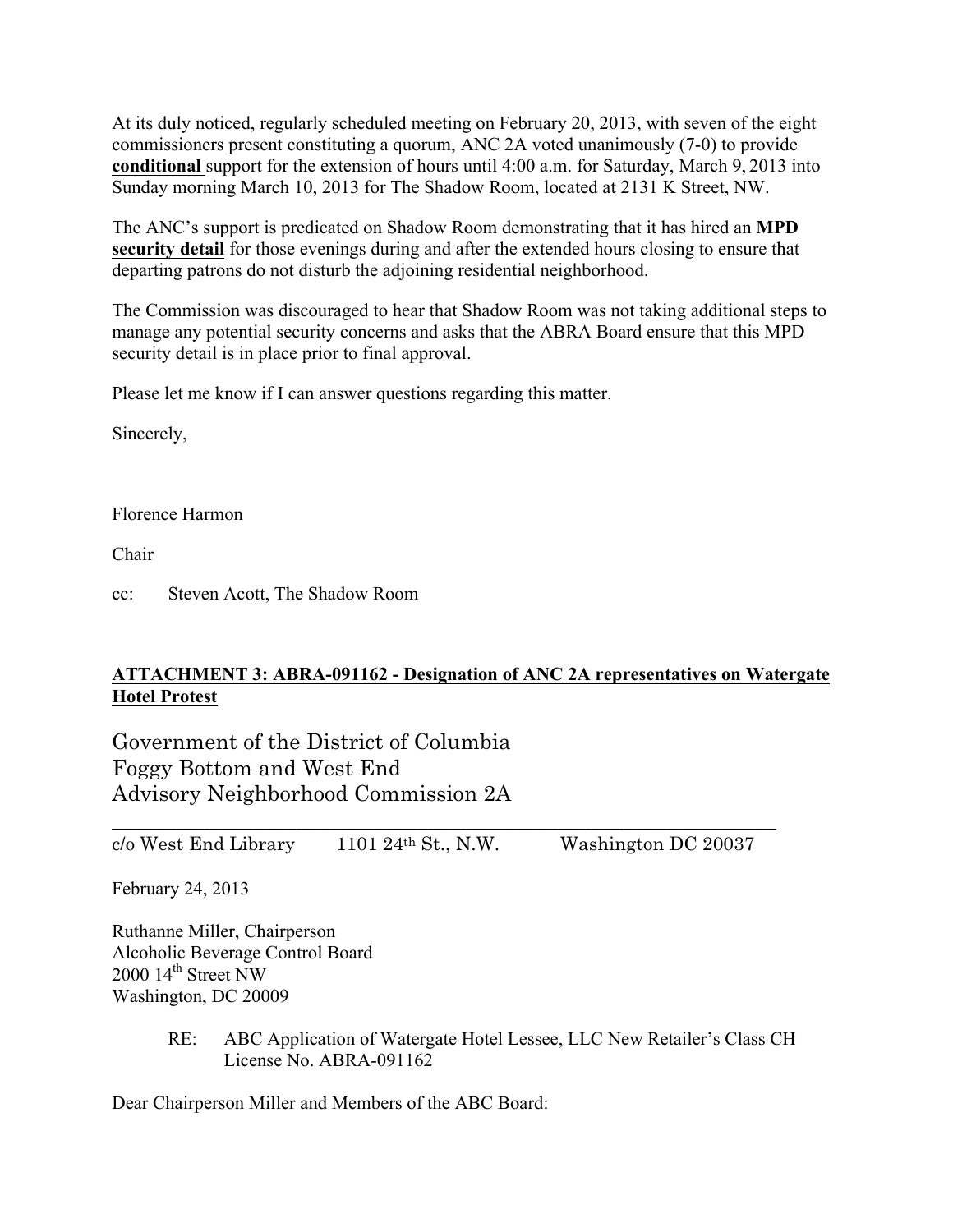At its duly noticed, regularly scheduled meeting on February 20, 2013, with seven of the eight commissioners present constituting a quorum, ANC 2A voted unanimously (7-0) to provide **conditional** support for the extension of hours until 4:00 a.m. for Saturday, March 9, 2013 into Sunday morning March 10, 2013 for The Shadow Room, located at 2131 K Street, NW.

The ANC's support is predicated on Shadow Room demonstrating that it has hired an **MPD security detail** for those evenings during and after the extended hours closing to ensure that departing patrons do not disturb the adjoining residential neighborhood.

The Commission was discouraged to hear that Shadow Room was not taking additional steps to manage any potential security concerns and asks that the ABRA Board ensure that this MPD security detail is in place prior to final approval.

Please let me know if I can answer questions regarding this matter.

Sincerely,

Florence Harmon

Chair

cc: Steven Acott, The Shadow Room

**ATTACHMENT 3: ABRA-091162 - Designation of ANC 2A representatives on Watergate Hotel Protest**

Government of the District of Columbia
Foggy Bottom and West End
Advisory Neighborhood Commission 2A

c/o West End Library 1101 24th St., N.W. Washington DC 20037

February 24, 2013

Ruthanne Miller, Chairperson
Alcoholic Beverage Control Board
2000 14th Street NW
Washington, DC 20009

RE: ABC Application of Watergate Hotel Lessee, LLC New Retailer's Class CH License No. ABRA-091162

Dear Chairperson Miller and Members of the ABC Board: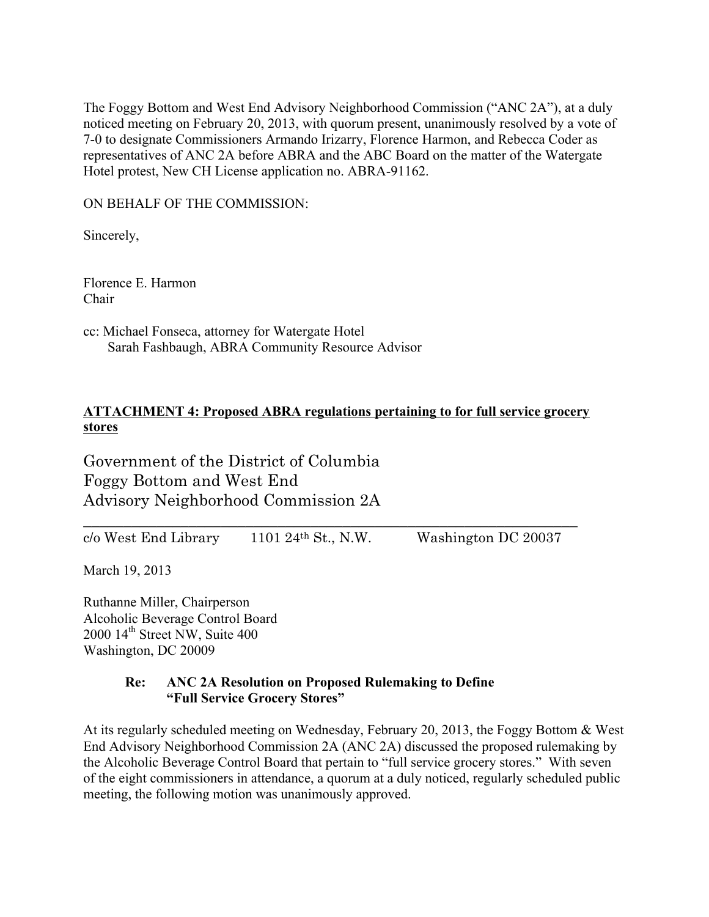The Foggy Bottom and West End Advisory Neighborhood Commission ("ANC 2A"), at a duly noticed meeting on February 20, 2013, with quorum present, unanimously resolved by a vote of 7-0 to designate Commissioners Armando Irizarry, Florence Harmon, and Rebecca Coder as representatives of ANC 2A before ABRA and the ABC Board on the matter of the Watergate Hotel protest, New CH License application no. ABRA-91162.

ON BEHALF OF THE COMMISSION:

Sincerely,

Florence E. Harmon
Chair

cc: Michael Fonseca, attorney for Watergate Hotel
Sarah Fashbaugh, ABRA Community Resource Advisor

**ATTACHMENT 4: Proposed ABRA regulations pertaining to for full service grocery stores**

Government of the District of Columbia
Foggy Bottom and West End
Advisory Neighborhood Commission 2A

c/o West End Library    1101 24th St., N.W.    Washington DC 20037

March 19, 2013

Ruthanne Miller, Chairperson
Alcoholic Beverage Control Board
2000 14th Street NW, Suite 400
Washington, DC 20009

**Re: ANC 2A Resolution on Proposed Rulemaking to Define "Full Service Grocery Stores"**

At its regularly scheduled meeting on Wednesday, February 20, 2013, the Foggy Bottom & West End Advisory Neighborhood Commission 2A (ANC 2A) discussed the proposed rulemaking by the Alcoholic Beverage Control Board that pertain to "full service grocery stores." With seven of the eight commissioners in attendance, a quorum at a duly noticed, regularly scheduled public meeting, the following motion was unanimously approved.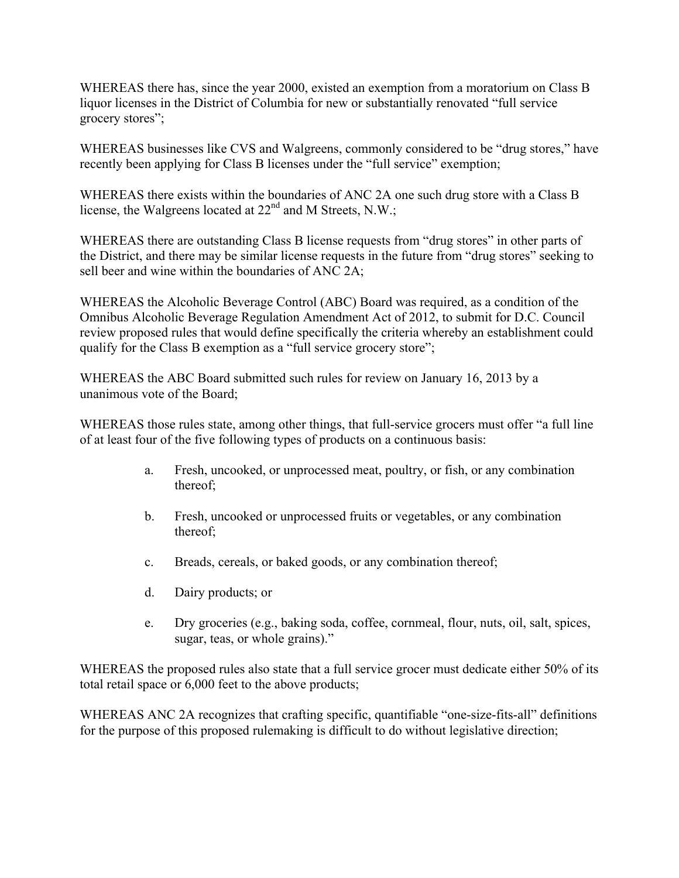WHEREAS there has, since the year 2000, existed an exemption from a moratorium on Class B liquor licenses in the District of Columbia for new or substantially renovated "full service grocery stores";

WHEREAS businesses like CVS and Walgreens, commonly considered to be "drug stores," have recently been applying for Class B licenses under the "full service" exemption;

WHEREAS there exists within the boundaries of ANC 2A one such drug store with a Class B license, the Walgreens located at 22nd and M Streets, N.W.;

WHEREAS there are outstanding Class B license requests from "drug stores" in other parts of the District, and there may be similar license requests in the future from "drug stores" seeking to sell beer and wine within the boundaries of ANC 2A;

WHEREAS the Alcoholic Beverage Control (ABC) Board was required, as a condition of the Omnibus Alcoholic Beverage Regulation Amendment Act of 2012, to submit for D.C. Council review proposed rules that would define specifically the criteria whereby an establishment could qualify for the Class B exemption as a "full service grocery store";

WHEREAS the ABC Board submitted such rules for review on January 16, 2013 by a unanimous vote of the Board;

WHEREAS those rules state, among other things, that full-service grocers must offer "a full line of at least four of the five following types of products on a continuous basis:

a. Fresh, uncooked, or unprocessed meat, poultry, or fish, or any combination thereof;

b. Fresh, uncooked or unprocessed fruits or vegetables, or any combination thereof;

c. Breads, cereals, or baked goods, or any combination thereof;

d. Dairy products; or

e. Dry groceries (e.g., baking soda, coffee, cornmeal, flour, nuts, oil, salt, spices, sugar, teas, or whole grains)."

WHEREAS the proposed rules also state that a full service grocer must dedicate either 50% of its total retail space or 6,000 feet to the above products;

WHEREAS ANC 2A recognizes that crafting specific, quantifiable "one-size-fits-all" definitions for the purpose of this proposed rulemaking is difficult to do without legislative direction;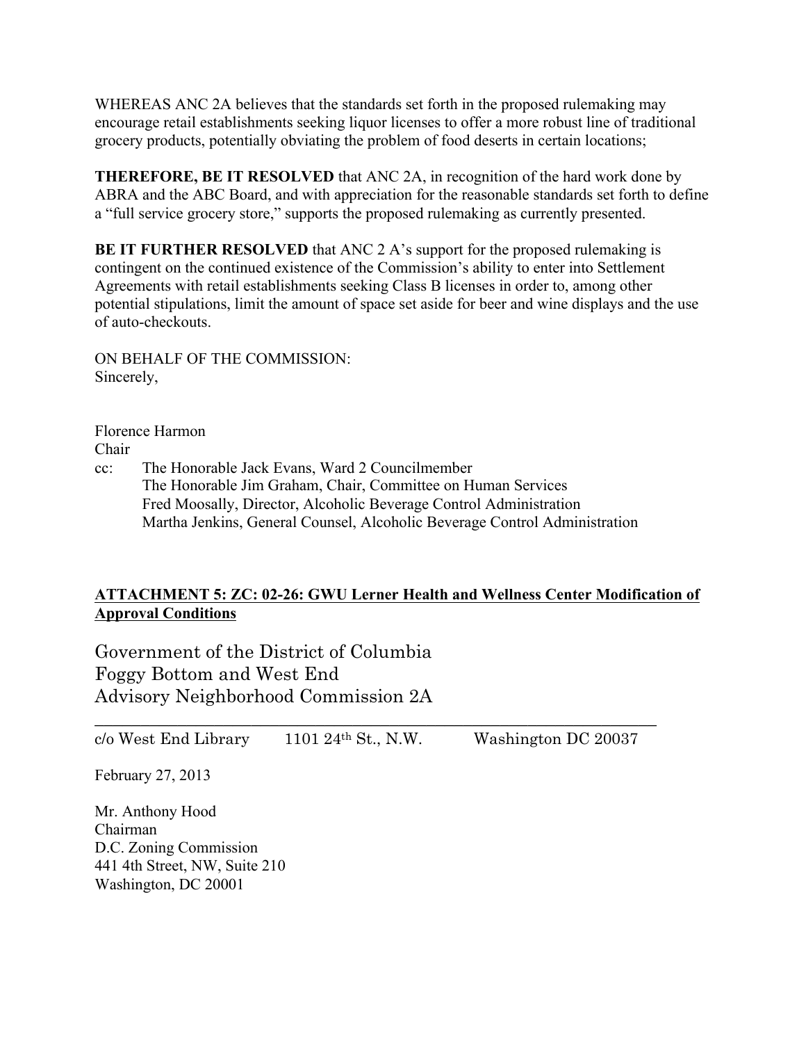WHEREAS ANC 2A believes that the standards set forth in the proposed rulemaking may encourage retail establishments seeking liquor licenses to offer a more robust line of traditional grocery products, potentially obviating the problem of food deserts in certain locations;

**THEREFORE, BE IT RESOLVED** that ANC 2A, in recognition of the hard work done by ABRA and the ABC Board, and with appreciation for the reasonable standards set forth to define a "full service grocery store," supports the proposed rulemaking as currently presented.

**BE IT FURTHER RESOLVED** that ANC 2 A's support for the proposed rulemaking is contingent on the continued existence of the Commission's ability to enter into Settlement Agreements with retail establishments seeking Class B licenses in order to, among other potential stipulations, limit the amount of space set aside for beer and wine displays and the use of auto-checkouts.

ON BEHALF OF THE COMMISSION:
Sincerely,

Florence Harmon
Chair

cc: The Honorable Jack Evans, Ward 2 Councilmember
The Honorable Jim Graham, Chair, Committee on Human Services
Fred Moosally, Director, Alcoholic Beverage Control Administration
Martha Jenkins, General Counsel, Alcoholic Beverage Control Administration

**ATTACHMENT 5: ZC: 02-26: GWU Lerner Health and Wellness Center Modification of Approval Conditions**

Government of the District of Columbia
Foggy Bottom and West End
Advisory Neighborhood Commission 2A

c/o West End Library 1101 24th St., N.W. Washington DC 20037

February 27, 2013

Mr. Anthony Hood
Chairman
D.C. Zoning Commission
441 4th Street, NW, Suite 210
Washington, DC 20001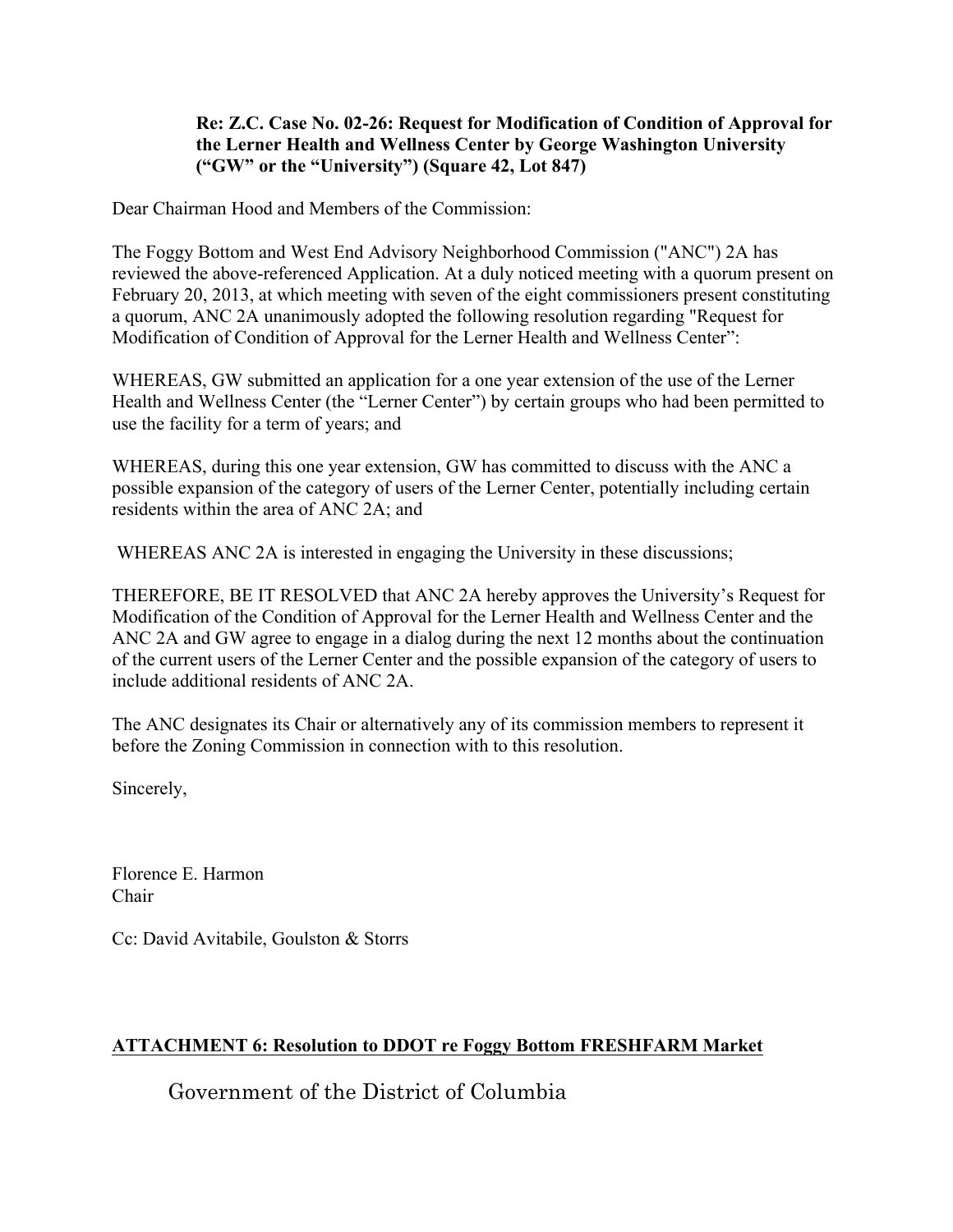**Re: Z.C. Case No. 02-26: Request for Modification of Condition of Approval for the Lerner Health and Wellness Center by George Washington University ("GW" or the "University") (Square 42, Lot 847)**

Dear Chairman Hood and Members of the Commission:

The Foggy Bottom and West End Advisory Neighborhood Commission ("ANC") 2A has reviewed the above-referenced Application. At a duly noticed meeting with a quorum present on February 20, 2013, at which meeting with seven of the eight commissioners present constituting a quorum, ANC 2A unanimously adopted the following resolution regarding "Request for Modification of Condition of Approval for the Lerner Health and Wellness Center":

WHEREAS, GW submitted an application for a one year extension of the use of the Lerner Health and Wellness Center (the "Lerner Center") by certain groups who had been permitted to use the facility for a term of years; and

WHEREAS, during this one year extension, GW has committed to discuss with the ANC a possible expansion of the category of users of the Lerner Center, potentially including certain residents within the area of ANC 2A; and

WHEREAS ANC 2A is interested in engaging the University in these discussions;

THEREFORE, BE IT RESOLVED that ANC 2A hereby approves the University's Request for Modification of the Condition of Approval for the Lerner Health and Wellness Center and the ANC 2A and GW agree to engage in a dialog during the next 12 months about the continuation of the current users of the Lerner Center and the possible expansion of the category of users to include additional residents of ANC 2A.

The ANC designates its Chair or alternatively any of its commission members to represent it before the Zoning Commission in connection with to this resolution.

Sincerely,

Florence E. Harmon
Chair

Cc: David Avitabile, Goulston & Storrs

**ATTACHMENT 6: Resolution to DDOT re Foggy Bottom FRESHFARM Market**

Government of the District of Columbia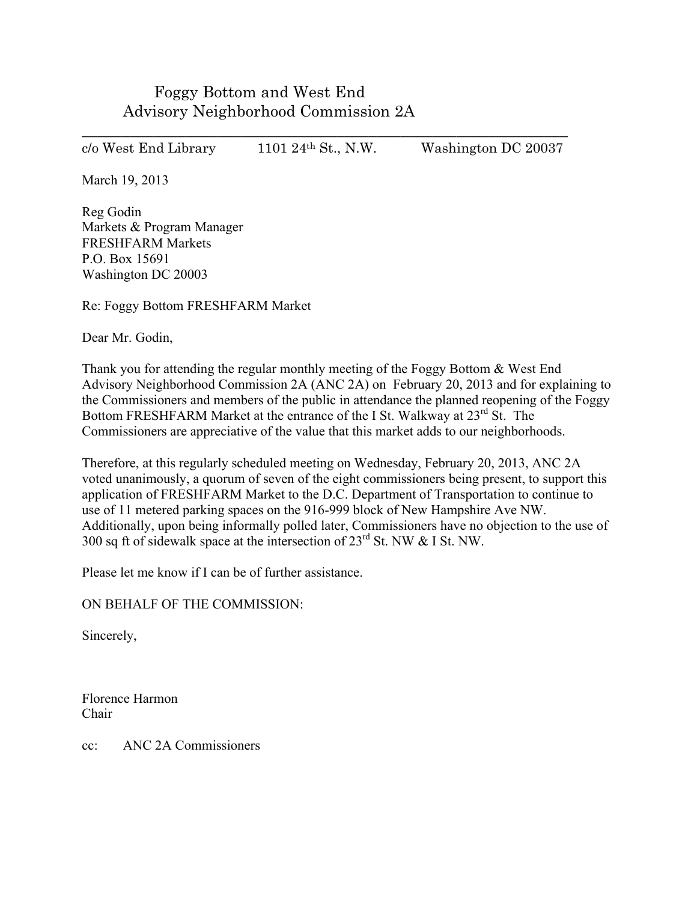# Foggy Bottom and West End
# Advisory Neighborhood Commission 2A

---

c/o West End Library    1101 24th St., N.W.    Washington DC 20037

March 19, 2013

Reg Godin
Markets & Program Manager
FRESHFARM Markets
P.O. Box 15691
Washington DC 20003

Re: Foggy Bottom FRESHFARM Market

Dear Mr. Godin,

Thank you for attending the regular monthly meeting of the Foggy Bottom & West End Advisory Neighborhood Commission 2A (ANC 2A) on February 20, 2013 and for explaining to the Commissioners and members of the public in attendance the planned reopening of the Foggy Bottom FRESHFARM Market at the entrance of the I St. Walkway at 23rd St. The Commissioners are appreciative of the value that this market adds to our neighborhoods.

Therefore, at this regularly scheduled meeting on Wednesday, February 20, 2013, ANC 2A voted unanimously, a quorum of seven of the eight commissioners being present, to support this application of FRESHFARM Market to the D.C. Department of Transportation to continue to use of 11 metered parking spaces on the 916-999 block of New Hampshire Ave NW. Additionally, upon being informally polled later, Commissioners have no objection to the use of 300 sq ft of sidewalk space at the intersection of 23rd St. NW & I St. NW.

Please let me know if I can be of further assistance.

ON BEHALF OF THE COMMISSION:

Sincerely,

Florence Harmon
Chair

cc: ANC 2A Commissioners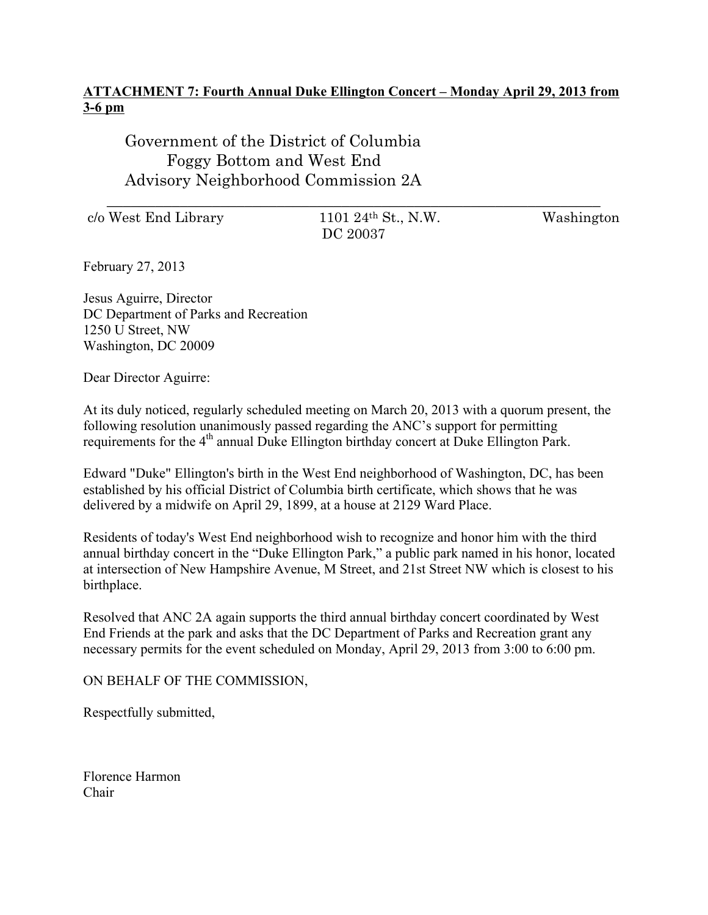**ATTACHMENT 7: Fourth Annual Duke Ellington Concert – Monday April 29, 2013 from 3-6 pm**

Government of the District of Columbia
Foggy Bottom and West End
Advisory Neighborhood Commission 2A

c/o West End Library 1101 24th St., N.W. Washington DC 20037

February 27, 2013

Jesus Aguirre, Director
DC Department of Parks and Recreation
1250 U Street, NW
Washington, DC 20009

Dear Director Aguirre:

At its duly noticed, regularly scheduled meeting on March 20, 2013 with a quorum present, the following resolution unanimously passed regarding the ANC's support for permitting requirements for the 4th annual Duke Ellington birthday concert at Duke Ellington Park.

Edward "Duke" Ellington's birth in the West End neighborhood of Washington, DC, has been established by his official District of Columbia birth certificate, which shows that he was delivered by a midwife on April 29, 1899, at a house at 2129 Ward Place.

Residents of today's West End neighborhood wish to recognize and honor him with the third annual birthday concert in the "Duke Ellington Park," a public park named in his honor, located at intersection of New Hampshire Avenue, M Street, and 21st Street NW which is closest to his birthplace.

Resolved that ANC 2A again supports the third annual birthday concert coordinated by West End Friends at the park and asks that the DC Department of Parks and Recreation grant any necessary permits for the event scheduled on Monday, April 29, 2013 from 3:00 to 6:00 pm.

ON BEHALF OF THE COMMISSION,

Respectfully submitted,

Florence Harmon
Chair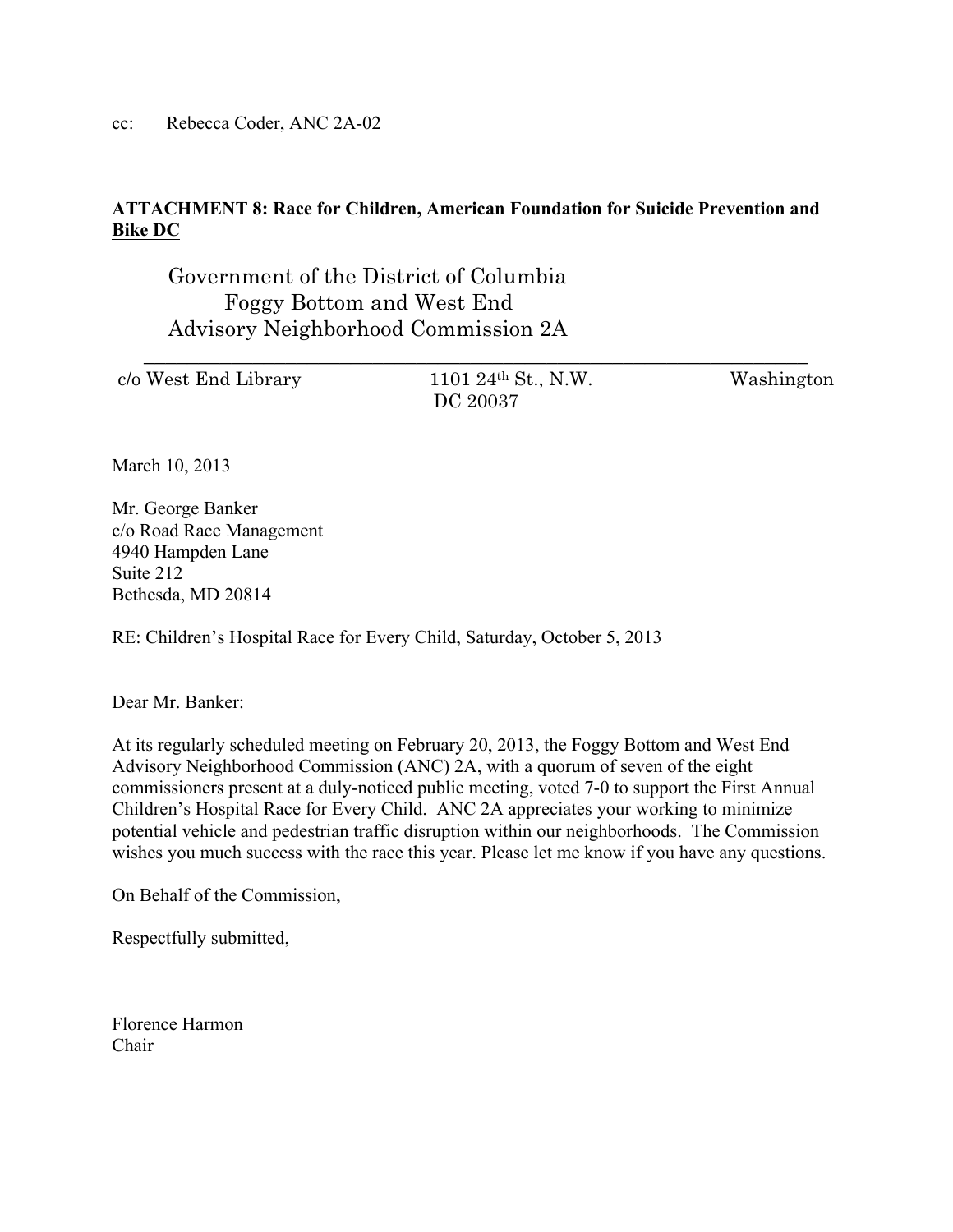cc: Rebecca Coder, ANC 2A-02

**ATTACHMENT 8: Race for Children, American Foundation for Suicide Prevention and Bike DC**

Government of the District of Columbia
Foggy Bottom and West End
Advisory Neighborhood Commission 2A

c/o West End Library 1101 24th St., N.W. Washington DC 20037

March 10, 2013

Mr. George Banker
c/o Road Race Management
4940 Hampden Lane
Suite 212
Bethesda, MD 20814

RE: Children's Hospital Race for Every Child, Saturday, October 5, 2013

Dear Mr. Banker:

At its regularly scheduled meeting on February 20, 2013, the Foggy Bottom and West End Advisory Neighborhood Commission (ANC) 2A, with a quorum of seven of the eight commissioners present at a duly-noticed public meeting, voted 7-0 to support the First Annual Children's Hospital Race for Every Child. ANC 2A appreciates your working to minimize potential vehicle and pedestrian traffic disruption within our neighborhoods. The Commission wishes you much success with the race this year. Please let me know if you have any questions.

On Behalf of the Commission,

Respectfully submitted,

Florence Harmon
Chair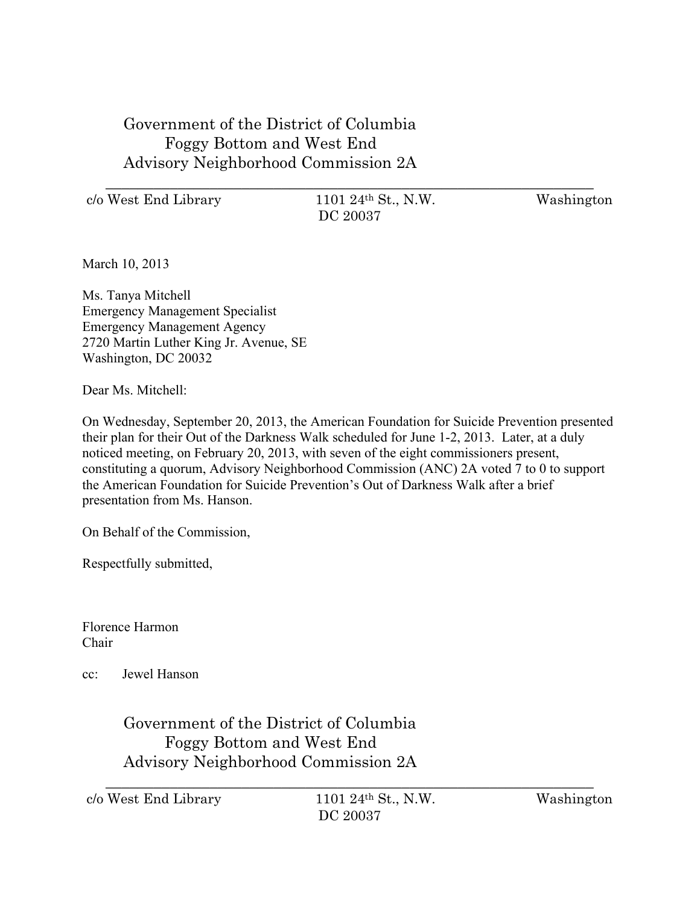Government of the District of Columbia
Foggy Bottom and West End
Advisory Neighborhood Commission 2A

---

c/o West End Library 1101 24th St., N.W. Washington DC 20037

March 10, 2013

Ms. Tanya Mitchell
Emergency Management Specialist
Emergency Management Agency
2720 Martin Luther King Jr. Avenue, SE
Washington, DC 20032

Dear Ms. Mitchell:

On Wednesday, September 20, 2013, the American Foundation for Suicide Prevention presented their plan for their Out of the Darkness Walk scheduled for June 1-2, 2013. Later, at a duly noticed meeting, on February 20, 2013, with seven of the eight commissioners present, constituting a quorum, Advisory Neighborhood Commission (ANC) 2A voted 7 to 0 to support the American Foundation for Suicide Prevention's Out of Darkness Walk after a brief presentation from Ms. Hanson.

On Behalf of the Commission,

Respectfully submitted,

Florence Harmon
Chair

cc: Jewel Hanson

Government of the District of Columbia
Foggy Bottom and West End
Advisory Neighborhood Commission 2A

---

c/o West End Library 1101 24th St., N.W. Washington DC 20037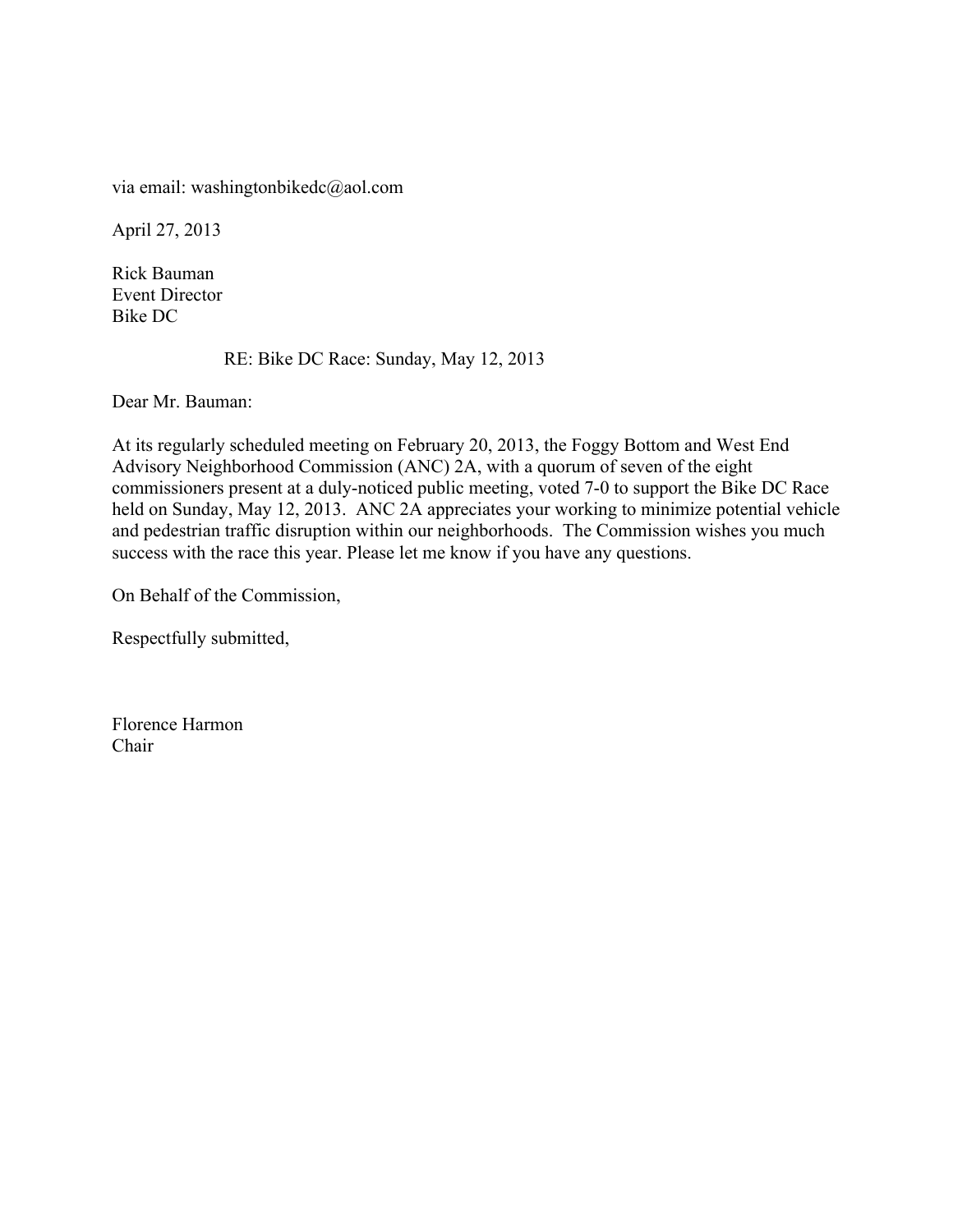via email: washingtonbikedc@aol.com

April 27, 2013

Rick Bauman
Event Director
Bike DC

RE: Bike DC Race: Sunday, May 12, 2013

Dear Mr. Bauman:

At its regularly scheduled meeting on February 20, 2013, the Foggy Bottom and West End Advisory Neighborhood Commission (ANC) 2A, with a quorum of seven of the eight commissioners present at a duly-noticed public meeting, voted 7-0 to support the Bike DC Race held on Sunday, May 12, 2013. ANC 2A appreciates your working to minimize potential vehicle and pedestrian traffic disruption within our neighborhoods. The Commission wishes you much success with the race this year. Please let me know if you have any questions.

On Behalf of the Commission,

Respectfully submitted,

Florence Harmon
Chair